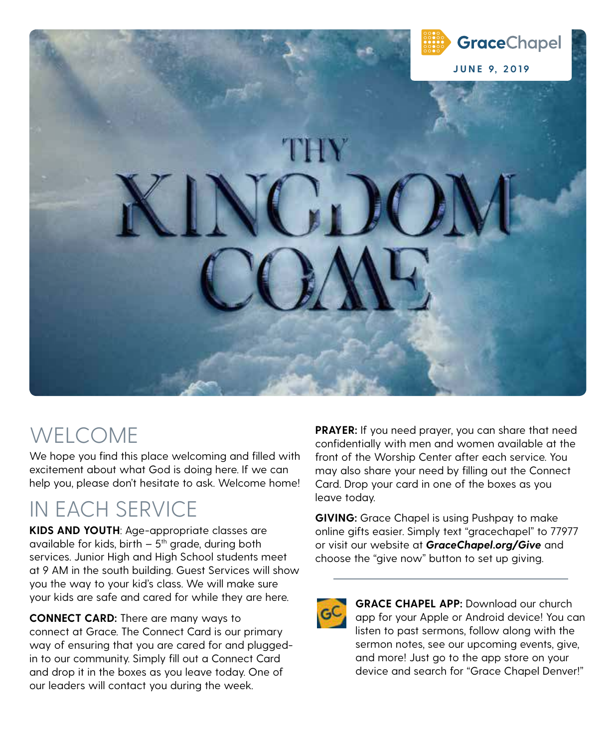GraceChapel

JUNE 9, 2019

# THY KINGDOM COME

## WELCOME

We hope you find this place welcoming and filled with excitement about what God is doing here. If we can help you, please don't hesitate to ask. Welcome home!

## IN EACH SERVICE

**KIDS AND YOUTH**: Age-appropriate classes are available for kids, birth – 5th grade, during both services. Junior High and High School students meet at 9 AM in the south building. Guest Services will show you the way to your kid's class. We will make sure your kids are safe and cared for while they are here.

**CONNECT CARD:** There are many ways to connect at Grace. The Connect Card is our primary way of ensuring that you are cared for and plugged-in to our community. Simply fill out a Connect Card and drop it in the boxes as you leave today. One of our leaders will contact you during the week.

**PRAYER:** If you need prayer, you can share that need confidentially with men and women available at the front of the Worship Center after each service. You may also share your need by filling out the Connect Card. Drop your card in one of the boxes as you leave today.

**GIVING:** Grace Chapel is using Pushpay to make online gifts easier. Simply text "gracechapel" to 77977 or visit our website at ***GraceChapel.org/Give*** and choose the "give now" button to set up giving.

---

**GRACE CHAPEL APP:** Download our church app for your Apple or Android device! You can listen to past sermons, follow along with the sermon notes, see our upcoming events, give, and more! Just go to the app store on your device and search for "Grace Chapel Denver!"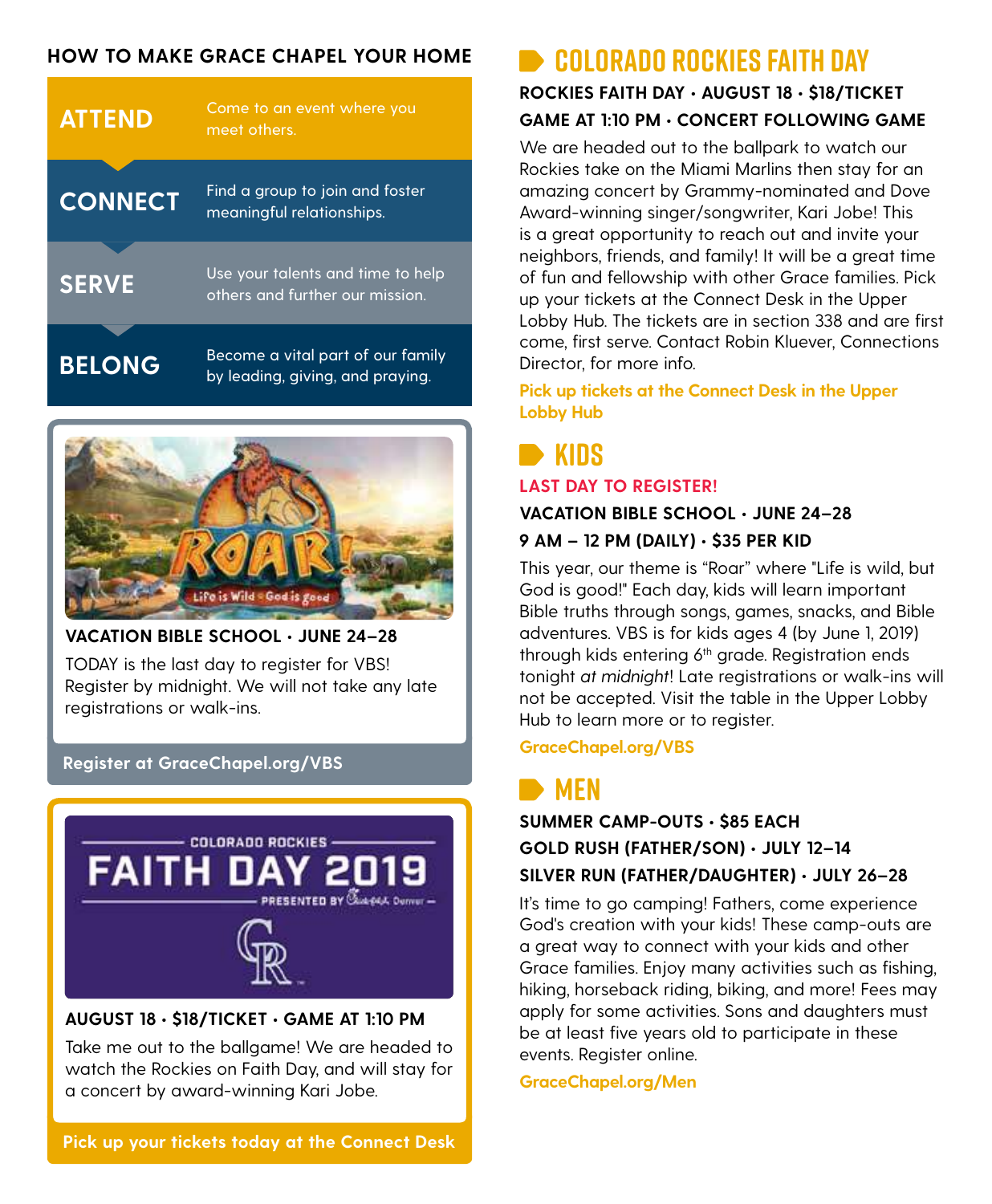## HOW TO MAKE GRACE CHAPEL YOUR HOME

**ATTEND** — Come to an event where you meet others.

**CONNECT** — Find a group to join and foster meaningful relationships.

**SERVE** — Use your talents and time to help others and further our mission.

**BELONG** — Become a vital part of our family by leading, giving, and praying.

**VACATION BIBLE SCHOOL • JUNE 24–28**

TODAY is the last day to register for VBS! Register by midnight. We will not take any late registrations or walk-ins.

**Register at GraceChapel.org/VBS**

**AUGUST 18 • $18/TICKET • GAME AT 1:10 PM**

Take me out to the ballgame! We are headed to watch the Rockies on Faith Day, and will stay for a concert by award-winning Kari Jobe.

**Pick up your tickets today at the Connect Desk**

## COLORADO ROCKIES FAITH DAY

**ROCKIES FAITH DAY • AUGUST 18 • $18/TICKET**

**GAME AT 1:10 PM • CONCERT FOLLOWING GAME**

We are headed out to the ballpark to watch our Rockies take on the Miami Marlins then stay for an amazing concert by Grammy-nominated and Dove Award-winning singer/songwriter, Kari Jobe! This is a great opportunity to reach out and invite your neighbors, friends, and family! It will be a great time of fun and fellowship with other Grace families. Pick up your tickets at the Connect Desk in the Upper Lobby Hub. The tickets are in section 338 and are first come, first serve. Contact Robin Kluever, Connections Director, for more info.

**Pick up tickets at the Connect Desk in the Upper Lobby Hub**

## KIDS

**LAST DAY TO REGISTER!**

**VACATION BIBLE SCHOOL • JUNE 24–28**

**9 AM – 12 PM (DAILY) • $35 PER KID**

This year, our theme is "Roar" where "Life is wild, but God is good!" Each day, kids will learn important Bible truths through songs, games, snacks, and Bible adventures. VBS is for kids ages 4 (by June 1, 2019) through kids entering 6th grade. Registration ends tonight *at midnight*! Late registrations or walk-ins will not be accepted. Visit the table in the Upper Lobby Hub to learn more or to register.

**GraceChapel.org/VBS**

## MEN

**SUMMER CAMP-OUTS • $85 EACH**

**GOLD RUSH (FATHER/SON) • JULY 12–14**

**SILVER RUN (FATHER/DAUGHTER) • JULY 26–28**

It's time to go camping! Fathers, come experience God's creation with your kids! These camp-outs are a great way to connect with your kids and other Grace families. Enjoy many activities such as fishing, hiking, horseback riding, biking, and more! Fees may apply for some activities. Sons and daughters must be at least five years old to participate in these events. Register online.

**GraceChapel.org/Men**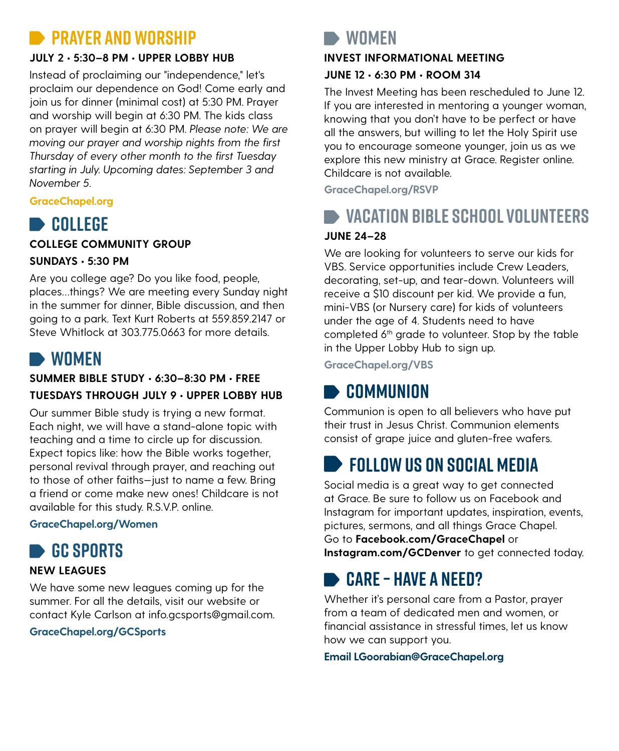## PRAYER AND WORSHIP

**JULY 2 • 5:30–8 PM • UPPER LOBBY HUB**

Instead of proclaiming our "independence," let's proclaim our dependence on God! Come early and join us for dinner (minimal cost) at 5:30 PM. Prayer and worship will begin at 6:30 PM. The kids class on prayer will begin at 6:30 PM. *Please note: We are moving our prayer and worship nights from the first Thursday of every other month to the first Tuesday starting in July. Upcoming dates: September 3 and November 5.*

**GraceChapel.org**

## COLLEGE

**COLLEGE COMMUNITY GROUP**

**SUNDAYS • 5:30 PM**

Are you college age? Do you like food, people, places...things? We are meeting every Sunday night in the summer for dinner, Bible discussion, and then going to a park. Text Kurt Roberts at 559.859.2147 or Steve Whitlock at 303.775.0663 for more details.

## WOMEN

**SUMMER BIBLE STUDY • 6:30–8:30 PM • FREE**

**TUESDAYS THROUGH JULY 9 • UPPER LOBBY HUB**

Our summer Bible study is trying a new format. Each night, we will have a stand-alone topic with teaching and a time to circle up for discussion. Expect topics like: how the Bible works together, personal revival through prayer, and reaching out to those of other faiths—just to name a few. Bring a friend or come make new ones! Childcare is not available for this study. R.S.V.P. online.

**GraceChapel.org/Women**

## GC SPORTS

**NEW LEAGUES**

We have some new leagues coming up for the summer. For all the details, visit our website or contact Kyle Carlson at info.gcsports@gmail.com.

**GraceChapel.org/GCSports**

## WOMEN

**INVEST INFORMATIONAL MEETING**

**JUNE 12 • 6:30 PM • ROOM 314**

The Invest Meeting has been rescheduled to June 12. If you are interested in mentoring a younger woman, knowing that you don't have to be perfect or have all the answers, but willing to let the Holy Spirit use you to encourage someone younger, join us as we explore this new ministry at Grace. Register online. Childcare is not available.

**GraceChapel.org/RSVP**

## VACATION BIBLE SCHOOL VOLUNTEERS

**JUNE 24–28**

We are looking for volunteers to serve our kids for VBS. Service opportunities include Crew Leaders, decorating, set-up, and tear-down. Volunteers will receive a $10 discount per kid. We provide a fun, mini-VBS (or Nursery care) for kids of volunteers under the age of 4. Students need to have completed 6th grade to volunteer. Stop by the table in the Upper Lobby Hub to sign up.

**GraceChapel.org/VBS**

## COMMUNION

Communion is open to all believers who have put their trust in Jesus Christ. Communion elements consist of grape juice and gluten-free wafers.

## FOLLOW US ON SOCIAL MEDIA

Social media is a great way to get connected at Grace. Be sure to follow us on Facebook and Instagram for important updates, inspiration, events, pictures, sermons, and all things Grace Chapel. Go to **Facebook.com/GraceChapel** or **Instagram.com/GCDenver** to get connected today.

## CARE – HAVE A NEED?

Whether it's personal care from a Pastor, prayer from a team of dedicated men and women, or financial assistance in stressful times, let us know how we can support you.

**Email LGoorabian@GraceChapel.org**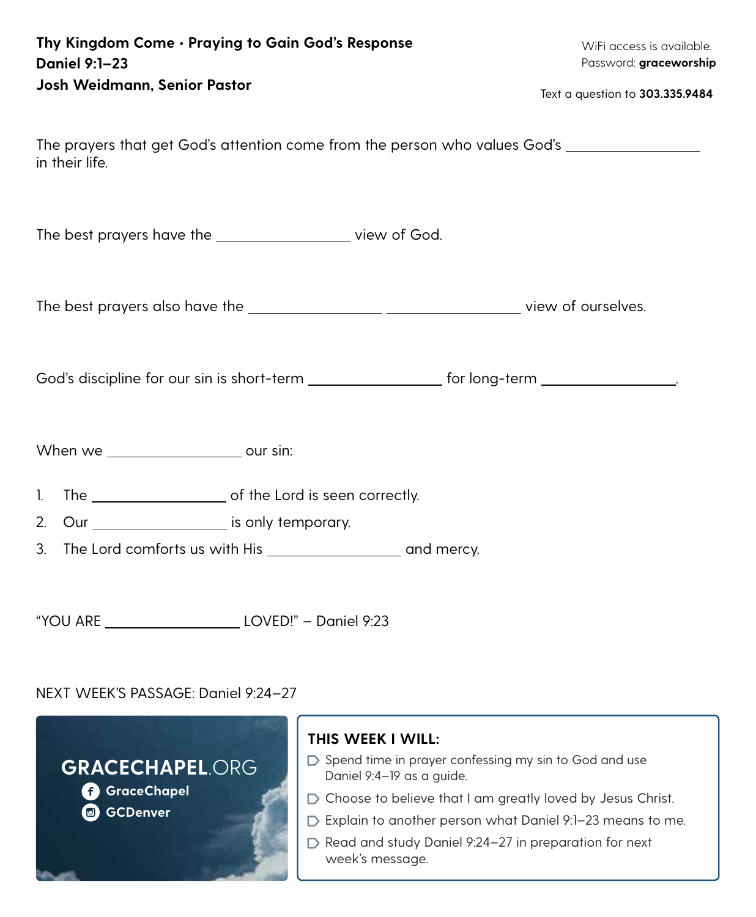**Thy Kingdom Come · Praying to Gain God's Response**
**Daniel 9:1–23**
**Josh Weidmann, Senior Pastor**

WiFi access is available.
Password: **graceworship**

Text a question to **303.335.9484**

The prayers that get God's attention come from the person who values God's ________________ in their life.

The best prayers have the ________________ view of God.

The best prayers also have the ________________ ________________ view of ourselves.

God's discipline for our sin is short-term ________________ for long-term ________________.

When we ________________ our sin:

1. The ________________ of the Lord is seen correctly.
2. Our ________________ is only temporary.
3. The Lord comforts us with His ________________ and mercy.

"YOU ARE ________________ LOVED!" – Daniel 9:23

NEXT WEEK'S PASSAGE: Daniel 9:24–27

**GRACECHAPEL**.ORG
**GraceChapel**
**GCDenver**

**THIS WEEK I WILL:**

- Spend time in prayer confessing my sin to God and use Daniel 9:4–19 as a guide.
- Choose to believe that I am greatly loved by Jesus Christ.
- Explain to another person what Daniel 9:1–23 means to me.
- Read and study Daniel 9:24–27 in preparation for next week's message.